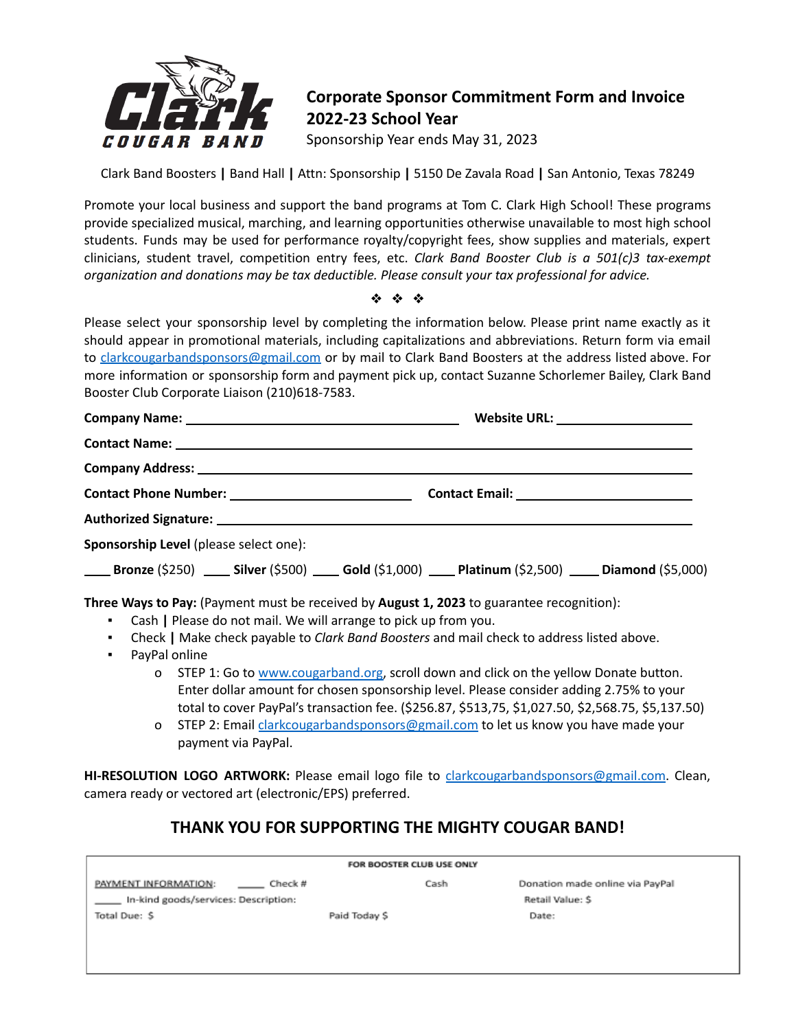# Corporate Sponsor Commitment Form and Invoice 2022-23 School Year

Sponsorship Year ends May 31, 2023

Clark Band Boosters | Band Hall | Attn: Sponsorship | 5150 De Zavala Road | San Antonio, Texas 78249

Promote your local business and support the band programs at Tom C. Clark High School! These programs provide specialized musical, marching, and learning opportunities otherwise unavailable to most high school students. Funds may be used for performance royalty/copyright fees, show supplies and materials, expert clinicians, student travel, competition entry fees, etc. *Clark Band Booster Club is a 501(c)3 tax-exempt organization and donations may be tax deductible. Please consult your tax professional for advice.*

❖ ❖ ❖

Please select your sponsorship level by completing the information below. Please print name exactly as it should appear in promotional materials, including capitalizations and abbreviations. Return form via email to clarkcougarbandsponsors@gmail.com or by mail to Clark Band Boosters at the address listed above. For more information or sponsorship form and payment pick up, contact Suzanne Schorlemer Bailey, Clark Band Booster Club Corporate Liaison (210)618-7583.

**Company Name:** ______________________________ **Website URL:** ____________________

**Contact Name:** ____________________________________________________________

**Company Address:** __________________________________________________________

**Contact Phone Number:** ______________________ **Contact Email:** ______________________

**Authorized Signature:** ________________________________________________________

**Sponsorship Level** (please select one):

____ **Bronze** ($250) ____ **Silver** ($500) ____ **Gold** ($1,000) ____ **Platinum** ($2,500) ____ **Diamond** ($5,000)

**Three Ways to Pay:** (Payment must be received by **August 1, 2023** to guarantee recognition):

- Cash | Please do not mail. We will arrange to pick up from you.
- Check | Make check payable to *Clark Band Boosters* and mail check to address listed above.
- PayPal online
  - STEP 1: Go to www.cougarband.org, scroll down and click on the yellow Donate button. Enter dollar amount for chosen sponsorship level. Please consider adding 2.75% to your total to cover PayPal's transaction fee. ($256.87, $513,75, $1,027.50, $2,568.75, $5,137.50)
  - STEP 2: Email clarkcougarbandsponsors@gmail.com to let us know you have made your payment via PayPal.

**HI-RESOLUTION LOGO ARTWORK:** Please email logo file to clarkcougarbandsponsors@gmail.com. Clean, camera ready or vectored art (electronic/EPS) preferred.

## THANK YOU FOR SUPPORTING THE MIGHTY COUGAR BAND!

**FOR BOOSTER CLUB USE ONLY**

PAYMENT INFORMATION: ____ Check # Cash Donation made online via PayPal

____ In-kind goods/services: Description: Retail Value: $

Total Due: $ Paid Today $ Date: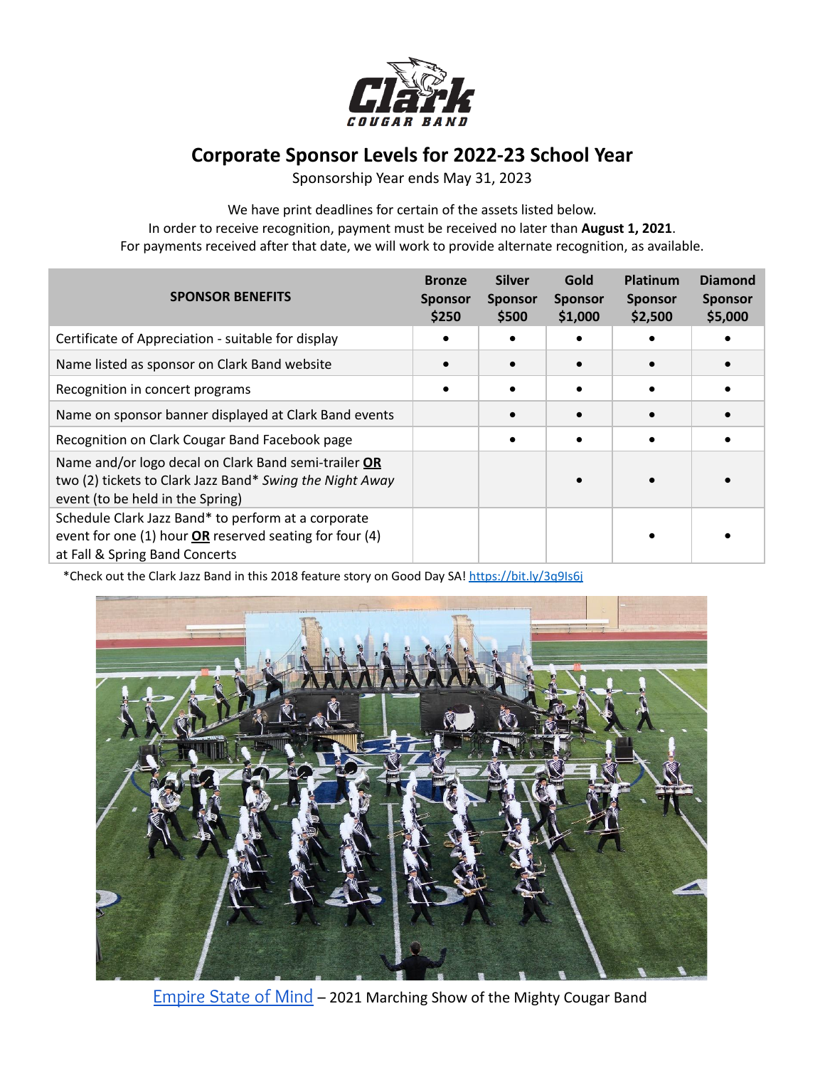# Corporate Sponsor Levels for 2022-23 School Year

Sponsorship Year ends May 31, 2023

We have print deadlines for certain of the assets listed below.
In order to receive recognition, payment must be received no later than **August 1, 2021**.
For payments received after that date, we will work to provide alternate recognition, as available.

| SPONSOR BENEFITS | Bronze Sponsor $250 | Silver Sponsor $500 | Gold Sponsor $1,000 | Platinum Sponsor $2,500 | Diamond Sponsor $5,000 |
|---|---|---|---|---|---|
| Certificate of Appreciation - suitable for display | • | • | • | • | • |
| Name listed as sponsor on Clark Band website | • | • | • | • | • |
| Recognition in concert programs | • | • | • | • | • |
| Name on sponsor banner displayed at Clark Band events | | • | • | • | • |
| Recognition on Clark Cougar Band Facebook page | | • | • | • | • |
| Name and/or logo decal on Clark Band semi-trailer **OR** two (2) tickets to Clark Jazz Band* *Swing the Night Away* event (to be held in the Spring) | | | • | • | • |
| Schedule Clark Jazz Band* to perform at a corporate event for one (1) hour **OR** reserved seating for four (4) at Fall & Spring Band Concerts | | | | • | • |

*Check out the Clark Band in this 2018 feature story on Good Day SA! https://bit.ly/3q9Is6j

Empire State of Mind – 2021 Marching Show of the Mighty Cougar Band